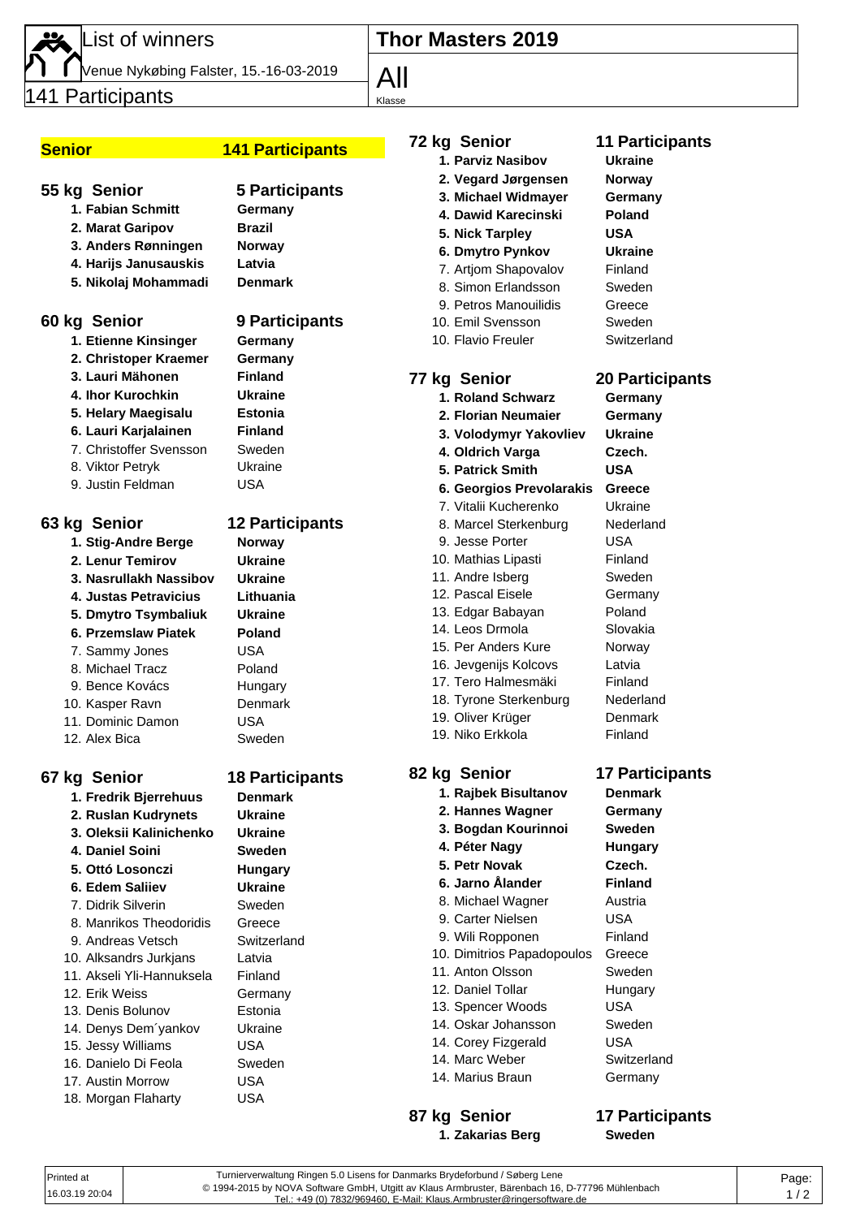# List of winners

Venue Nykøbing Falster, 15.-16-03-2019

141 Participants

## Thor Masters 2019

All

Klasse

## Senior — 141 Participants

### 55 kg Senior — 5 Participants

| Place | Name | Country |
|---|---|---|
| **1.** | **Fabian Schmitt** | **Germany** |
| **2.** | **Marat Garipov** | **Brazil** |
| **3.** | **Anders Rønningen** | **Norway** |
| **4.** | **Harijs Janusauskis** | **Latvia** |
| **5.** | **Nikolaj Mohammadi** | **Denmark** |

### 60 kg Senior — 9 Participants

| Place | Name | Country |
|---|---|---|
| **1.** | **Etienne Kinsinger** | **Germany** |
| **2.** | **Christoper Kraemer** | **Germany** |
| **3.** | **Lauri Mähonen** | **Finland** |
| **4.** | **Ihor Kurochkin** | **Ukraine** |
| **5.** | **Helary Maegisalu** | **Estonia** |
| **6.** | **Lauri Karjalainen** | **Finland** |
| 7. | Christoffer Svensson | Sweden |
| 8. | Viktor Petryk | Ukraine |
| 9. | Justin Feldman | USA |

### 63 kg Senior — 12 Participants

| Place | Name | Country |
|---|---|---|
| **1.** | **Stig-Andre Berge** | **Norway** |
| **2.** | **Lenur Temirov** | **Ukraine** |
| **3.** | **Nasrullakh Nassibov** | **Ukraine** |
| **4.** | **Justas Petravicius** | **Lithuania** |
| **5.** | **Dmytro Tsymbaliuk** | **Ukraine** |
| **6.** | **Przemslaw Piatek** | **Poland** |
| 7. | Sammy Jones | USA |
| 8. | Michael Tracz | Poland |
| 9. | Bence Kovács | Hungary |
| 10. | Kasper Ravn | Denmark |
| 11. | Dominic Damon | USA |
| 12. | Alex Bica | Sweden |

### 67 kg Senior — 18 Participants

| Place | Name | Country |
|---|---|---|
| **1.** | **Fredrik Bjerrehuus** | **Denmark** |
| **2.** | **Ruslan Kudrynets** | **Ukraine** |
| **3.** | **Oleksii Kalinichenko** | **Ukraine** |
| **4.** | **Daniel Soini** | **Sweden** |
| **5.** | **Ottó Losonczi** | **Hungary** |
| **6.** | **Edem Saliiev** | **Ukraine** |
| 7. | Didrik Silverin | Sweden |
| 8. | Manrikos Theodoridis | Greece |
| 9. | Andreas Vetsch | Switzerland |
| 10. | Alksandrs Jurkjans | Latvia |
| 11. | Akseli Yli-Hannuksela | Finland |
| 12. | Erik Weiss | Germany |
| 13. | Denis Bolunov | Estonia |
| 14. | Denys Dem´yankov | Ukraine |
| 15. | Jessy Williams | USA |
| 16. | Danielo Di Feola | Sweden |
| 17. | Austin Morrow | USA |
| 18. | Morgan Flaharty | USA |

### 72 kg Senior — 11 Participants

| Place | Name | Country |
|---|---|---|
| **1.** | **Parviz Nasibov** | **Ukraine** |
| **2.** | **Vegard Jørgensen** | **Norway** |
| **3.** | **Michael Widmayer** | **Germany** |
| **4.** | **Dawid Karecinski** | **Poland** |
| **5.** | **Nick Tarpley** | **USA** |
| **6.** | **Dmytro Pynkov** | **Ukraine** |
| 7. | Artjom Shapovalov | Finland |
| 8. | Simon Erlandsson | Sweden |
| 9. | Petros Manouilidis | Greece |
| 10. | Emil Svensson | Sweden |
| 10. | Flavio Freuler | Switzerland |

### 77 kg Senior — 20 Participants

| Place | Name | Country |
|---|---|---|
| **1.** | **Roland Schwarz** | **Germany** |
| **2.** | **Florian Neumaier** | **Germany** |
| **3.** | **Volodymyr Yakovliev** | **Ukraine** |
| **4.** | **Oldrich Varga** | **Czech.** |
| **5.** | **Patrick Smith** | **USA** |
| **6.** | **Georgios Prevolarakis** | **Greece** |
| 7. | Vitalii Kucherenko | Ukraine |
| 8. | Marcel Sterkenburg | Nederland |
| 9. | Jesse Porter | USA |
| 10. | Mathias Lipasti | Finland |
| 11. | Andre Isberg | Sweden |
| 12. | Pascal Eisele | Germany |
| 13. | Edgar Babayan | Poland |
| 14. | Leos Drmola | Slovakia |
| 15. | Per Anders Kure | Norway |
| 16. | Jevgenijs Kolcovs | Latvia |
| 17. | Tero Halmesmäki | Finland |
| 18. | Tyrone Sterkenburg | Nederland |
| 19. | Oliver Krüger | Denmark |
| 19. | Niko Erkkola | Finland |

### 82 kg Senior — 17 Participants

| Place | Name | Country |
|---|---|---|
| **1.** | **Rajbek Bisultanov** | **Denmark** |
| **2.** | **Hannes Wagner** | **Germany** |
| **3.** | **Bogdan Kourinnoi** | **Sweden** |
| **4.** | **Péter Nagy** | **Hungary** |
| **5.** | **Petr Novak** | **Czech.** |
| **6.** | **Jarno Ålander** | **Finland** |
| 8. | Michael Wagner | Austria |
| 9. | Carter Nielsen | USA |
| 9. | Wili Ropponen | Finland |
| 10. | Dimitrios Papadopoulos | Greece |
| 11. | Anton Olsson | Sweden |
| 12. | Daniel Tollar | Hungary |
| 13. | Spencer Woods | USA |
| 14. | Oskar Johansson | Sweden |
| 14. | Corey Fizgerald | USA |
| 14. | Marc Weber | Switzerland |
| 14. | Marius Braun | Germany |

### 87 kg Senior — 17 Participants

| Place | Name | Country |
|---|---|---|
| **1.** | **Zakarias Berg** | **Sweden** |

Printed at 16.03.19 20:04

Turnierverwaltung Ringen 5.0 Lisens for Danmarks Brydeforbund / Søberg Lene
© 1994-2015 by NOVA Software GmbH, Utgitt av Klaus Armbruster, Bärenbach 16, D-77796 Mühlenbach
Tel.: +49 (0) 7832/969460, E-Mail: Klaus.Armbruster@ringersoftware.de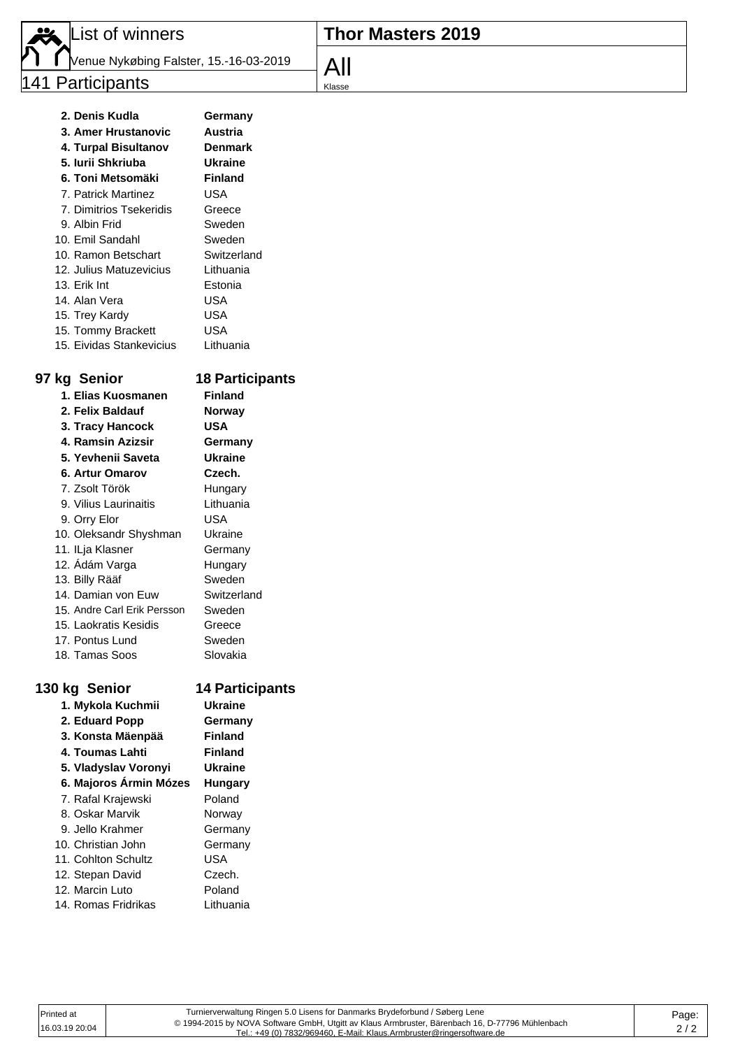# List of winners

Venue Nykøbing Falster, 15.-16-03-2019

141 Participants

## Thor Masters 2019

All

Klasse

| | |
|---|---|
| **2. Denis Kudla** | **Germany** |
| **3. Amer Hrustanovic** | **Austria** |
| **4. Turpal Bisultanov** | **Denmark** |
| **5. Iurii Shkriuba** | **Ukraine** |
| **6. Toni Metsomäki** | **Finland** |
| 7. Patrick Martinez | USA |
| 7. Dimitrios Tsekeridis | Greece |
| 9. Albin Frid | Sweden |
| 10. Emil Sandahl | Sweden |
| 10. Ramon Betschart | Switzerland |
| 12. Julius Matuzevicius | Lithuania |
| 13. Erik Int | Estonia |
| 14. Alan Vera | USA |
| 15. Trey Kardy | USA |
| 15. Tommy Brackett | USA |
| 15. Eividas Stankevicius | Lithuania |

## 97 kg Senior — 18 Participants

| | |
|---|---|
| **1. Elias Kuosmanen** | **Finland** |
| **2. Felix Baldauf** | **Norway** |
| **3. Tracy Hancock** | **USA** |
| **4. Ramsin Azizsir** | **Germany** |
| **5. Yevhenii Saveta** | **Ukraine** |
| **6. Artur Omarov** | **Czech.** |
| 7. Zsolt Török | Hungary |
| 9. Vilius Laurinaitis | Lithuania |
| 9. Orry Elor | USA |
| 10. Oleksandr Shyshman | Ukraine |
| 11. ILja Klasner | Germany |
| 12. Ádám Varga | Hungary |
| 13. Billy Rääf | Sweden |
| 14. Damian von Euw | Switzerland |
| 15. Andre Carl Erik Persson | Sweden |
| 15. Laokratis Kesidis | Greece |
| 17. Pontus Lund | Sweden |
| 18. Tamas Soos | Slovakia |

## 130 kg Senior — 14 Participants

| | |
|---|---|
| **1. Mykola Kuchmii** | **Ukraine** |
| **2. Eduard Popp** | **Germany** |
| **3. Konsta Mäenpää** | **Finland** |
| **4. Toumas Lahti** | **Finland** |
| **5. Vladyslav Voronyi** | **Ukraine** |
| **6. Majoros Ármin Mózes** | **Hungary** |
| 7. Rafal Krajewski | Poland |
| 8. Oskar Marvik | Norway |
| 9. Jello Krahmer | Germany |
| 10. Christian John | Germany |
| 11. Cohlton Schultz | USA |
| 12. Stepan David | Czech. |
| 12. Marcin Luto | Poland |
| 14. Romas Fridrikas | Lithuania |

Printed at 16.03.19 20:04

Turnierverwaltung Ringen 5.0 Lisens for Danmarks Brydeforbund / Søberg Lene
© 1994-2015 by NOVA Software GmbH, Utgitt av Klaus Armbruster, Bärenbach 16, D-77796 Mühlenbach
Tel.: +49 (0) 7832/969460, E-Mail: Klaus.Armbruster@ringersoftware.de